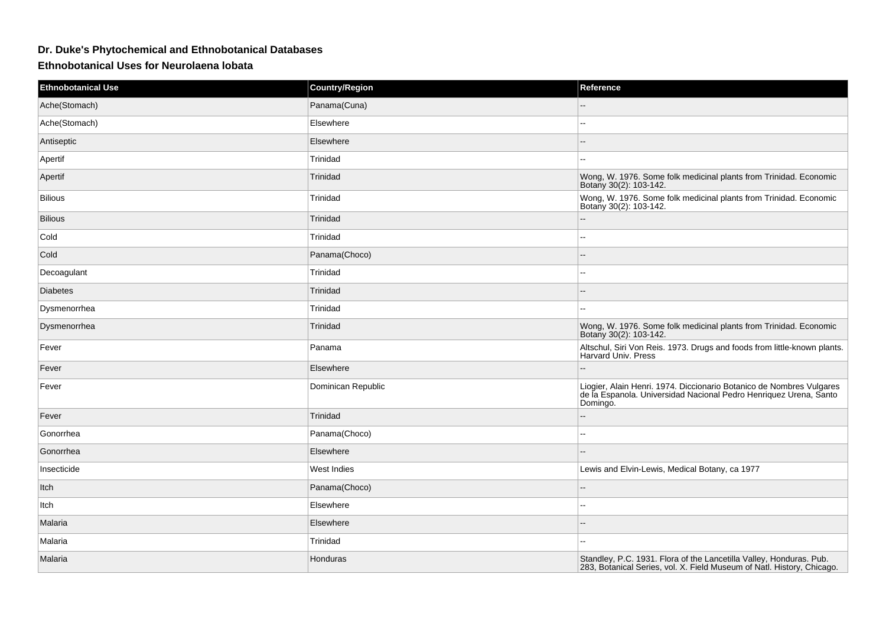## Dr. Duke's Phytochemical and Ethnobotanical Databases

### Ethnobotanical Uses for Neurolaena lobata

| Ethnobotanical Use | Country/Region | Reference |
| --- | --- | --- |
| Ache(Stomach) | Panama(Cuna) | -- |
| Ache(Stomach) | Elsewhere | -- |
| Antiseptic | Elsewhere | -- |
| Apertif | Trinidad | -- |
| Apertif | Trinidad | Wong, W. 1976. Some folk medicinal plants from Trinidad. Economic Botany 30(2): 103-142. |
| Bilious | Trinidad | Wong, W. 1976. Some folk medicinal plants from Trinidad. Economic Botany 30(2): 103-142. |
| Bilious | Trinidad | -- |
| Cold | Trinidad | -- |
| Cold | Panama(Choco) | -- |
| Decoagulant | Trinidad | -- |
| Diabetes | Trinidad | -- |
| Dysmenorrhea | Trinidad | -- |
| Dysmenorrhea | Trinidad | Wong, W. 1976. Some folk medicinal plants from Trinidad. Economic Botany 30(2): 103-142. |
| Fever | Panama | Altschul, Siri Von Reis. 1973. Drugs and foods from little-known plants. Harvard Univ. Press |
| Fever | Elsewhere | -- |
| Fever | Dominican Republic | Liogier, Alain Henri. 1974. Diccionario Botanico de Nombres Vulgares de la Espanola. Universidad Nacional Pedro Henriquez Urena, Santo Domingo. |
| Fever | Trinidad | -- |
| Gonorrhea | Panama(Choco) | -- |
| Gonorrhea | Elsewhere | -- |
| Insecticide | West Indies | Lewis and Elvin-Lewis, Medical Botany, ca 1977 |
| Itch | Panama(Choco) | -- |
| Itch | Elsewhere | -- |
| Malaria | Elsewhere | -- |
| Malaria | Trinidad | -- |
| Malaria | Honduras | Standley, P.C. 1931. Flora of the Lancetilla Valley, Honduras. Pub. 283, Botanical Series, vol. X. Field Museum of Natl. History, Chicago. |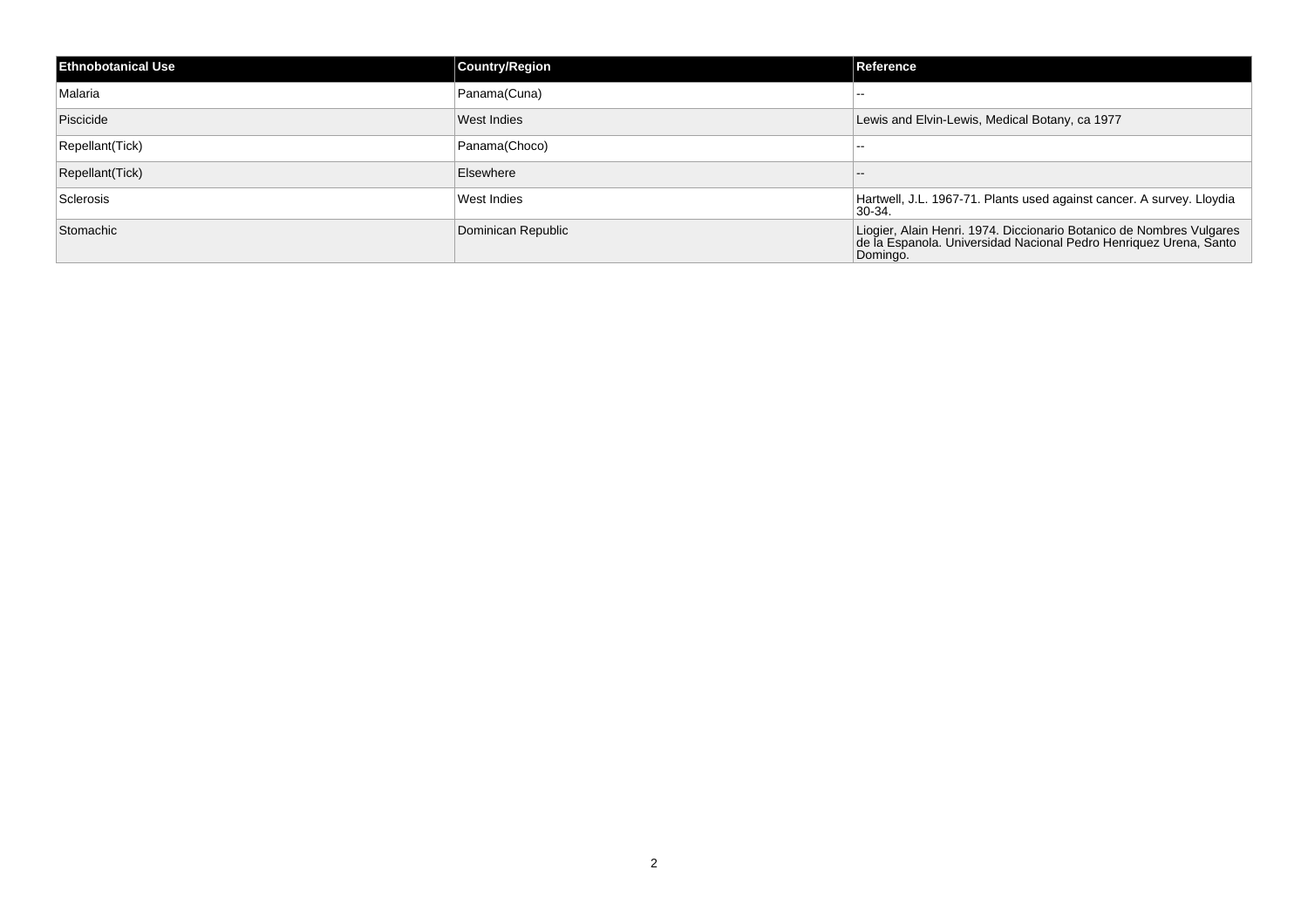| Ethnobotanical Use | Country/Region | Reference |
| --- | --- | --- |
| Malaria | Panama(Cuna) | -- |
| Piscicide | West Indies | Lewis and Elvin-Lewis, Medical Botany, ca 1977 |
| Repellant(Tick) | Panama(Choco) | -- |
| Repellant(Tick) | Elsewhere | -- |
| Sclerosis | West Indies | Hartwell, J.L. 1967-71. Plants used against cancer. A survey. Lloydia 30-34. |
| Stomachic | Dominican Republic | Liogier, Alain Henri. 1974. Diccionario Botanico de Nombres Vulgares de la Espanola. Universidad Nacional Pedro Henriquez Urena, Santo Domingo. |